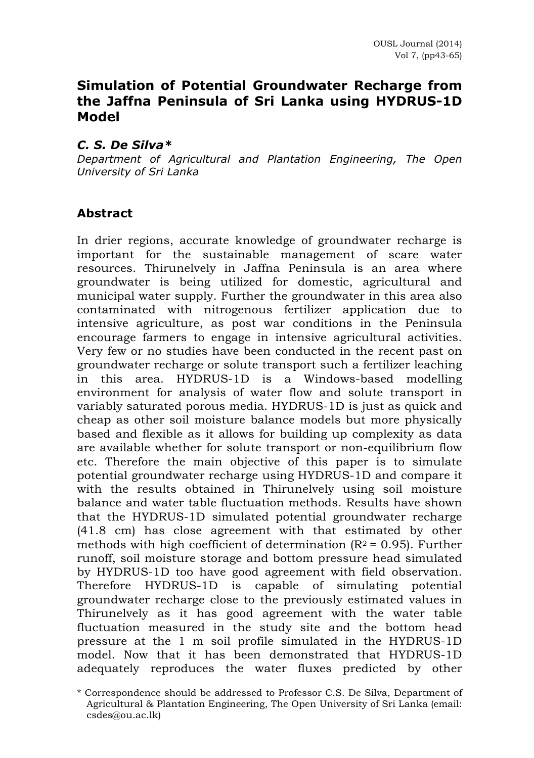# Simulation of Potential Groundwater Recharge from the Jaffna Peninsula of Sri Lanka using HYDRUS-1D Model

*C. S. De Silva\**

*Department of Agricultural and Plantation Engineering, The Open University of Sri Lanka*

## Abstract

In drier regions, accurate knowledge of groundwater recharge is important for the sustainable management of scare water resources. Thirunelvely in Jaffna Peninsula is an area where groundwater is being utilized for domestic, agricultural and municipal water supply. Further the groundwater in this area also contaminated with nitrogenous fertilizer application due to intensive agriculture, as post war conditions in the Peninsula encourage farmers to engage in intensive agricultural activities. Very few or no studies have been conducted in the recent past on groundwater recharge or solute transport such a fertilizer leaching in this area. HYDRUS-1D is a Windows-based modelling environment for analysis of water flow and solute transport in variably saturated porous media. HYDRUS-1D is just as quick and cheap as other soil moisture balance models but more physically based and flexible as it allows for building up complexity as data are available whether for solute transport or non-equilibrium flow etc. Therefore the main objective of this paper is to simulate potential groundwater recharge using HYDRUS-1D and compare it with the results obtained in Thirunelvely using soil moisture balance and water table fluctuation methods. Results have shown that the HYDRUS-1D simulated potential groundwater recharge (41.8 cm) has close agreement with that estimated by other methods with high coefficient of determination ($R^2$ = 0.95). Further runoff, soil moisture storage and bottom pressure head simulated by HYDRUS-1D too have good agreement with field observation. Therefore HYDRUS-1D is capable of simulating potential groundwater recharge close to the previously estimated values in Thirunelvely as it has good agreement with the water table fluctuation measured in the study site and the bottom head pressure at the 1 m soil profile simulated in the HYDRUS-1D model. Now that it has been demonstrated that HYDRUS-1D adequately reproduces the water fluxes predicted by other

\* Correspondence should be addressed to Professor C.S. De Silva, Department of Agricultural & Plantation Engineering, The Open University of Sri Lanka (email: csdes@ou.ac.lk)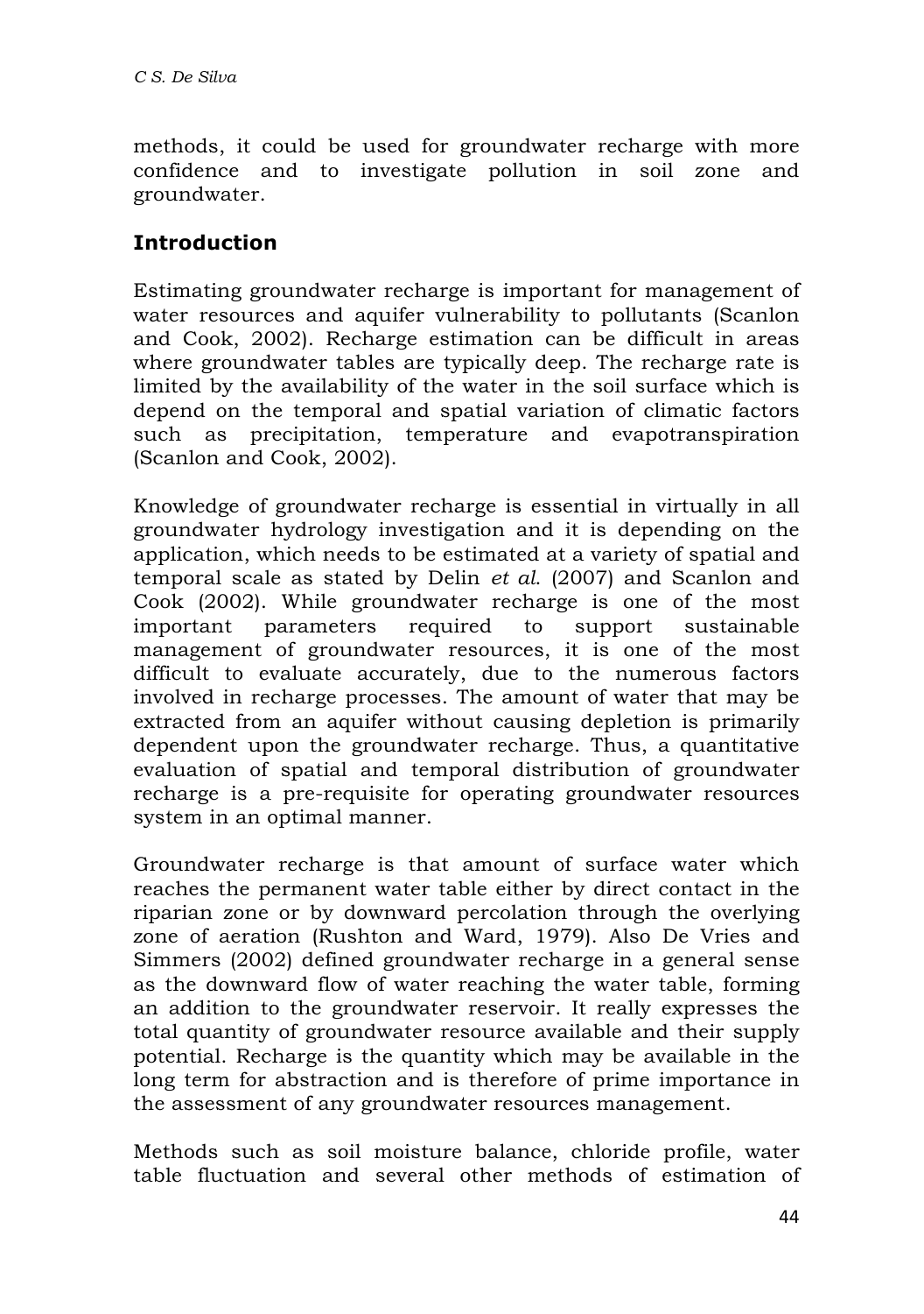methods, it could be used for groundwater recharge with more confidence and to investigate pollution in soil zone and groundwater.

## Introduction

Estimating groundwater recharge is important for management of water resources and aquifer vulnerability to pollutants (Scanlon and Cook, 2002). Recharge estimation can be difficult in areas where groundwater tables are typically deep. The recharge rate is limited by the availability of the water in the soil surface which is depend on the temporal and spatial variation of climatic factors such as precipitation, temperature and evapotranspiration (Scanlon and Cook, 2002).

Knowledge of groundwater recharge is essential in virtually in all groundwater hydrology investigation and it is depending on the application, which needs to be estimated at a variety of spatial and temporal scale as stated by Delin *et al*. (2007) and Scanlon and Cook (2002). While groundwater recharge is one of the most important parameters required to support sustainable management of groundwater resources, it is one of the most difficult to evaluate accurately, due to the numerous factors involved in recharge processes. The amount of water that may be extracted from an aquifer without causing depletion is primarily dependent upon the groundwater recharge. Thus, a quantitative evaluation of spatial and temporal distribution of groundwater recharge is a pre-requisite for operating groundwater resources system in an optimal manner.

Groundwater recharge is that amount of surface water which reaches the permanent water table either by direct contact in the riparian zone or by downward percolation through the overlying zone of aeration (Rushton and Ward, 1979). Also De Vries and Simmers (2002) defined groundwater recharge in a general sense as the downward flow of water reaching the water table, forming an addition to the groundwater reservoir. It really expresses the total quantity of groundwater resource available and their supply potential. Recharge is the quantity which may be available in the long term for abstraction and is therefore of prime importance in the assessment of any groundwater resources management.

Methods such as soil moisture balance, chloride profile, water table fluctuation and several other methods of estimation of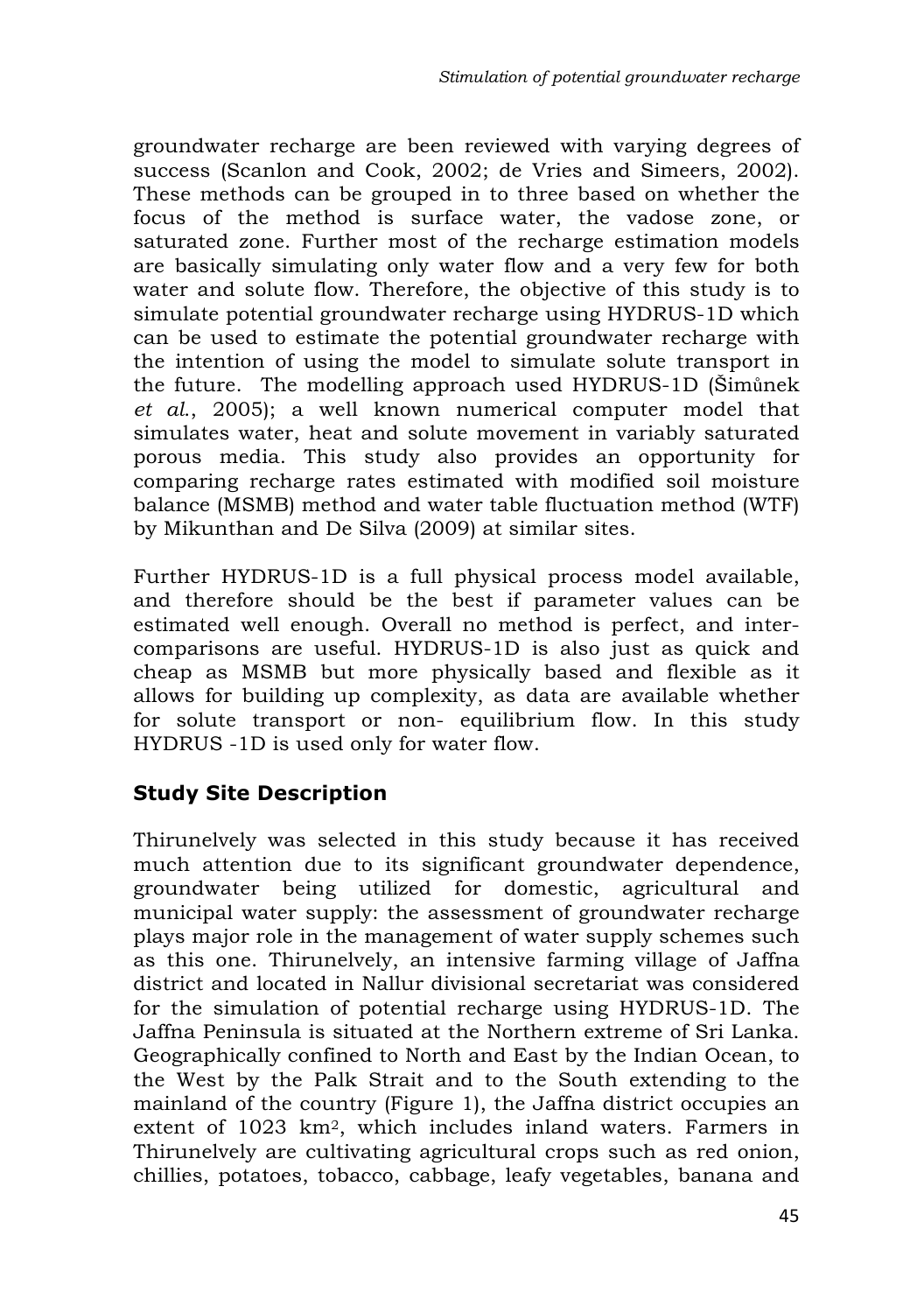groundwater recharge are been reviewed with varying degrees of success (Scanlon and Cook, 2002; de Vries and Simeers, 2002). These methods can be grouped in to three based on whether the focus of the method is surface water, the vadose zone, or saturated zone. Further most of the recharge estimation models are basically simulating only water flow and a very few for both water and solute flow. Therefore, the objective of this study is to simulate potential groundwater recharge using HYDRUS-1D which can be used to estimate the potential groundwater recharge with the intention of using the model to simulate solute transport in the future. The modelling approach used HYDRUS-1D (Šimůnek *et al.*, 2005); a well known numerical computer model that simulates water, heat and solute movement in variably saturated porous media. This study also provides an opportunity for comparing recharge rates estimated with modified soil moisture balance (MSMB) method and water table fluctuation method (WTF) by Mikunthan and De Silva (2009) at similar sites.

Further HYDRUS-1D is a full physical process model available, and therefore should be the best if parameter values can be estimated well enough. Overall no method is perfect, and inter-comparisons are useful. HYDRUS-1D is also just as quick and cheap as MSMB but more physically based and flexible as it allows for building up complexity, as data are available whether for solute transport or non- equilibrium flow. In this study HYDRUS -1D is used only for water flow.

## Study Site Description

Thirunelvely was selected in this study because it has received much attention due to its significant groundwater dependence, groundwater being utilized for domestic, agricultural and municipal water supply: the assessment of groundwater recharge plays major role in the management of water supply schemes such as this one. Thirunelvely, an intensive farming village of Jaffna district and located in Nallur divisional secretariat was considered for the simulation of potential recharge using HYDRUS-1D. The Jaffna Peninsula is situated at the Northern extreme of Sri Lanka. Geographically confined to North and East by the Indian Ocean, to the West by the Palk Strait and to the South extending to the mainland of the country (Figure 1), the Jaffna district occupies an extent of 1023 $km^2$, which includes inland waters. Farmers in Thirunelvely are cultivating agricultural crops such as red onion, chillies, potatoes, tobacco, cabbage, leafy vegetables, banana and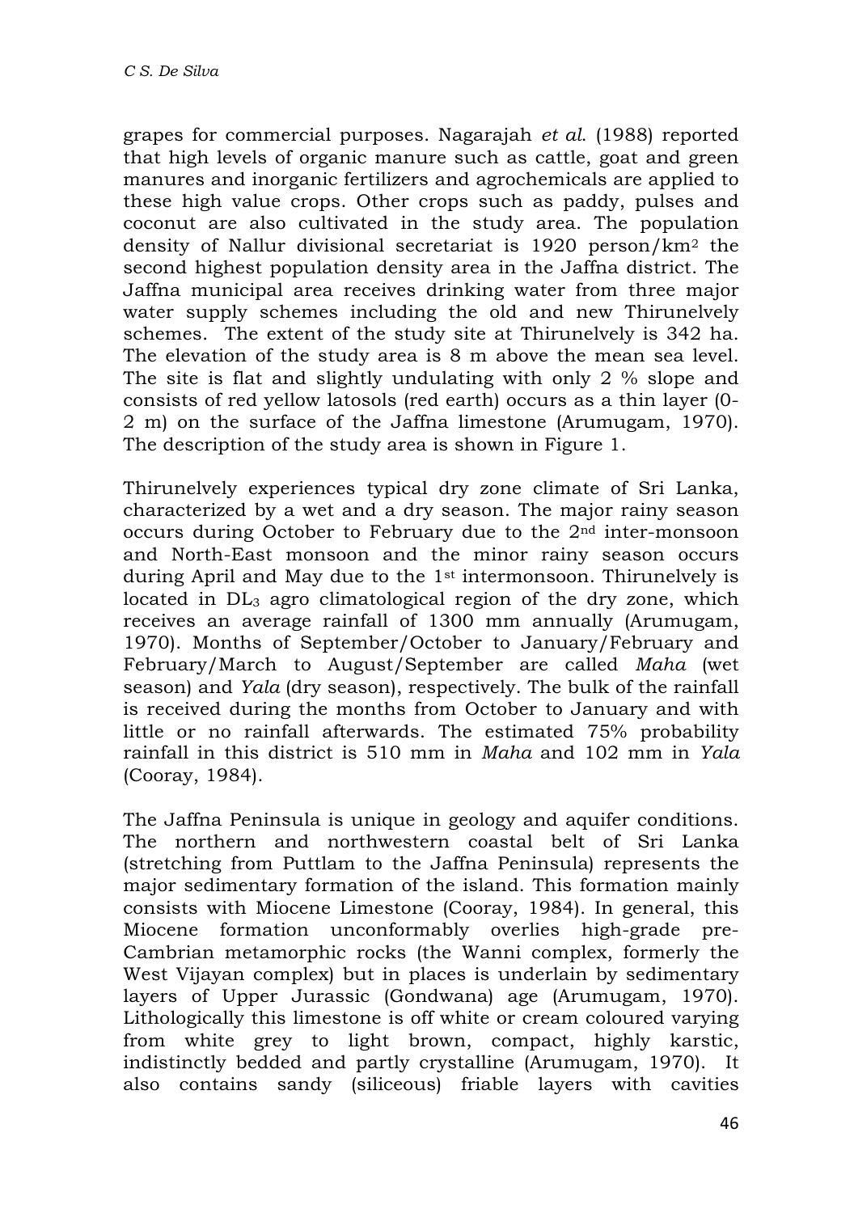grapes for commercial purposes. Nagarajah *et al.* (1988) reported that high levels of organic manure such as cattle, goat and green manures and inorganic fertilizers and agrochemicals are applied to these high value crops. Other crops such as paddy, pulses and coconut are also cultivated in the study area. The population density of Nallur divisional secretariat is 1920 person/km$^2$ the second highest population density area in the Jaffna district. The Jaffna municipal area receives drinking water from three major water supply schemes including the old and new Thirunelvely schemes. The extent of the study site at Thirunelvely is 342 ha. The elevation of the study area is 8 m above the mean sea level. The site is flat and slightly undulating with only 2 % slope and consists of red yellow latosols (red earth) occurs as a thin layer (0-2 m) on the surface of the Jaffna limestone (Arumugam, 1970). The description of the study area is shown in Figure 1.

Thirunelvely experiences typical dry zone climate of Sri Lanka, characterized by a wet and a dry season. The major rainy season occurs during October to February due to the 2$^{nd}$ inter-monsoon and North-East monsoon and the minor rainy season occurs during April and May due to the 1$^{st}$ intermonsoon. Thirunelvely is located in $DL_3$ agro climatological region of the dry zone, which receives an average rainfall of 1300 mm annually (Arumugam, 1970). Months of September/October to January/February and February/March to August/September are called *Maha* (wet season) and *Yala* (dry season), respectively. The bulk of the rainfall is received during the months from October to January and with little or no rainfall afterwards. The estimated 75% probability rainfall in this district is 510 mm in *Maha* and 102 mm in *Yala* (Cooray, 1984).

The Jaffna Peninsula is unique in geology and aquifer conditions. The northern and northwestern coastal belt of Sri Lanka (stretching from Puttlam to the Jaffna Peninsula) represents the major sedimentary formation of the island. This formation mainly consists with Miocene Limestone (Cooray, 1984). In general, this Miocene formation unconformably overlies high-grade pre-Cambrian metamorphic rocks (the Wanni complex, formerly the West Vijayan complex) but in places is underlain by sedimentary layers of Upper Jurassic (Gondwana) age (Arumugam, 1970). Lithologically this limestone is off white or cream coloured varying from white grey to light brown, compact, highly karstic, indistinctly bedded and partly crystalline (Arumugam, 1970). It also contains sandy (siliceous) friable layers with cavities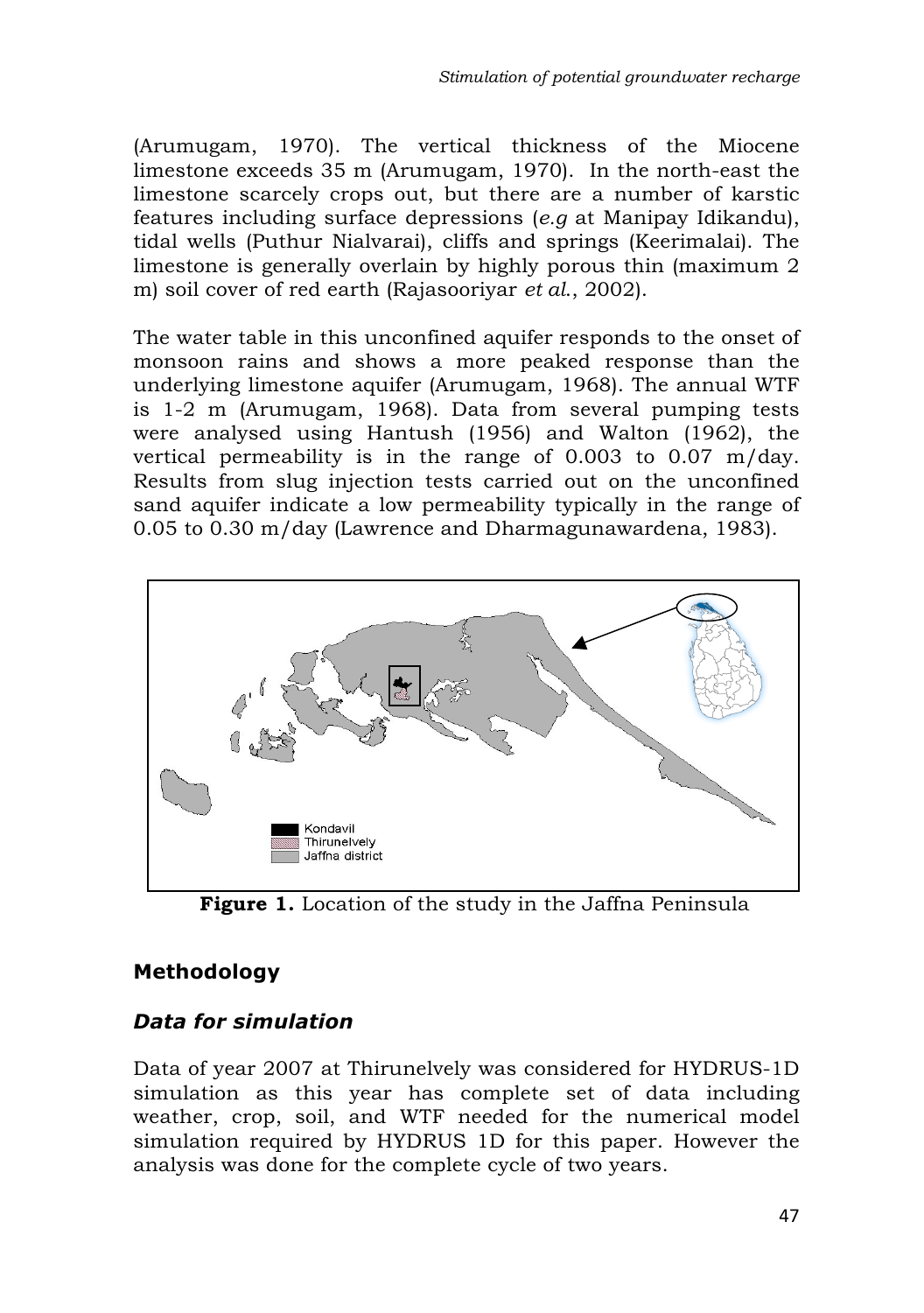(Arumugam, 1970). The vertical thickness of the Miocene limestone exceeds 35 m (Arumugam, 1970). In the north-east the limestone scarcely crops out, but there are a number of karstic features including surface depressions (*e.g* at Manipay Idikandu), tidal wells (Puthur Nialvarai), cliffs and springs (Keerimalai). The limestone is generally overlain by highly porous thin (maximum 2 m) soil cover of red earth (Rajasooriyar *et al.*, 2002).

The water table in this unconfined aquifer responds to the onset of monsoon rains and shows a more peaked response than the underlying limestone aquifer (Arumugam, 1968). The annual WTF is 1-2 m (Arumugam, 1968). Data from several pumping tests were analysed using Hantush (1956) and Walton (1962), the vertical permeability is in the range of 0.003 to 0.07 m/day. Results from slug injection tests carried out on the unconfined sand aquifer indicate a low permeability typically in the range of 0.05 to 0.30 m/day (Lawrence and Dharmagunawardena, 1983).

**Figure 1.** Location of the study in the Jaffna Peninsula

## Methodology

### *Data for simulation*

Data of year 2007 at Thirunelvely was considered for HYDRUS-1D simulation as this year has complete set of data including weather, crop, soil, and WTF needed for the numerical model simulation required by HYDRUS 1D for this paper. However the analysis was done for the complete cycle of two years.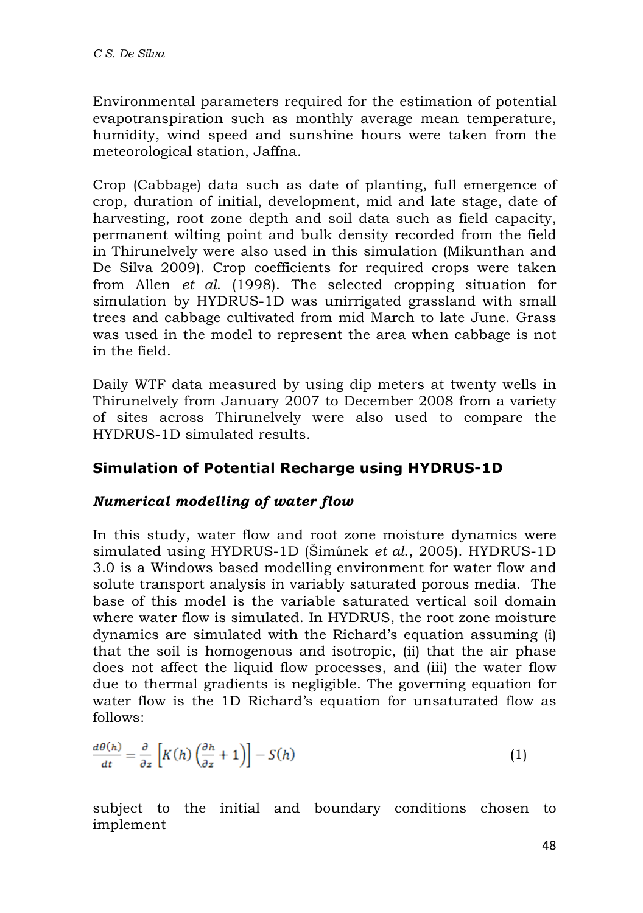Environmental parameters required for the estimation of potential evapotranspiration such as monthly average mean temperature, humidity, wind speed and sunshine hours were taken from the meteorological station, Jaffna.

Crop (Cabbage) data such as date of planting, full emergence of crop, duration of initial, development, mid and late stage, date of harvesting, root zone depth and soil data such as field capacity, permanent wilting point and bulk density recorded from the field in Thirunelvely were also used in this simulation (Mikunthan and De Silva 2009). Crop coefficients for required crops were taken from Allen *et al.* (1998). The selected cropping situation for simulation by HYDRUS-1D was unirrigated grassland with small trees and cabbage cultivated from mid March to late June. Grass was used in the model to represent the area when cabbage is not in the field.

Daily WTF data measured by using dip meters at twenty wells in Thirunelvely from January 2007 to December 2008 from a variety of sites across Thirunelvely were also used to compare the HYDRUS-1D simulated results.

## Simulation of Potential Recharge using HYDRUS-1D

### *Numerical modelling of water flow*

In this study, water flow and root zone moisture dynamics were simulated using HYDRUS-1D (Šimůnek *et al.*, 2005). HYDRUS-1D 3.0 is a Windows based modelling environment for water flow and solute transport analysis in variably saturated porous media. The base of this model is the variable saturated vertical soil domain where water flow is simulated. In HYDRUS, the root zone moisture dynamics are simulated with the Richard's equation assuming (i) that the soil is homogenous and isotropic, (ii) that the air phase does not affect the liquid flow processes, and (iii) the water flow due to thermal gradients is negligible. The governing equation for water flow is the 1D Richard's equation for unsaturated flow as follows:

$$\frac{d\theta(h)}{dt} = \frac{\partial}{\partial z}\left[K(h)\left(\frac{\partial h}{\partial z} + 1\right)\right] - S(h) \tag{1}$$

subject to the initial and boundary conditions chosen to implement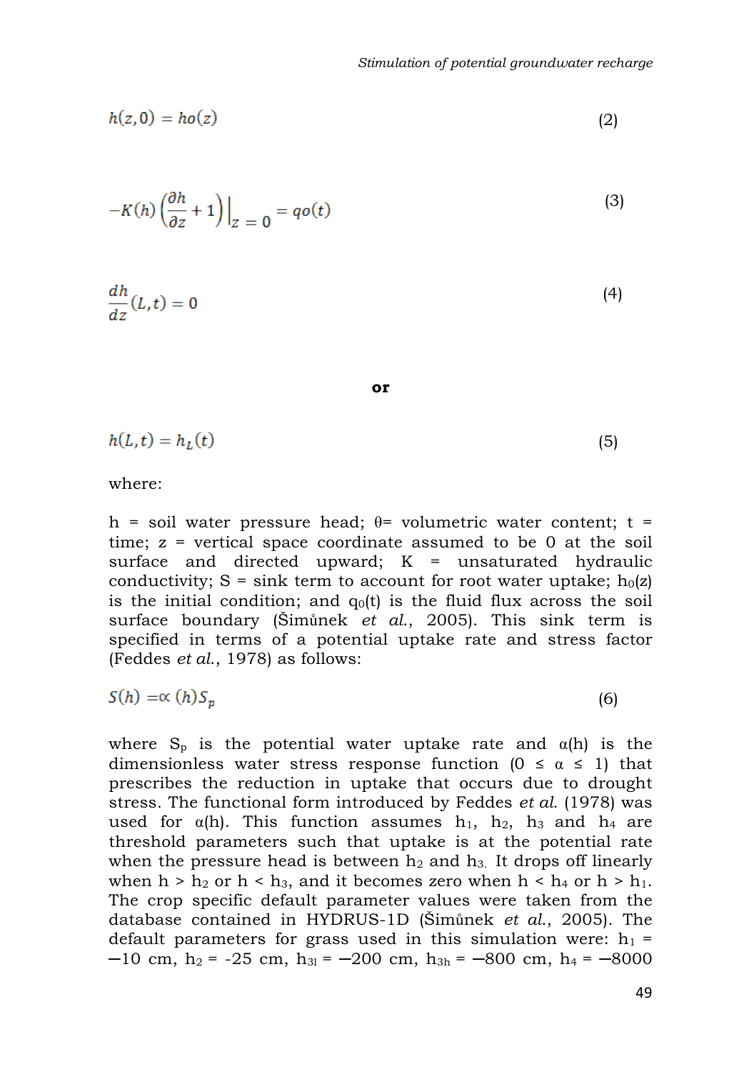$$h(z,0) = ho(z) \tag{2}$$

$$-K(h)\left(\frac{\partial h}{\partial z}+1\right)\Big|_{z\,=\,0} = qo(t) \tag{3}$$

$$\frac{dh}{dz}(L,t) = 0 \tag{4}$$

**or**

$$h(L,t) = h_L(t) \tag{5}$$

where:

h = soil water pressure head; θ= volumetric water content; t = time; z = vertical space coordinate assumed to be 0 at the soil surface and directed upward; K = unsaturated hydraulic conductivity; S = sink term to account for root water uptake; $h_0(z)$ is the initial condition; and $q_0(t)$ is the fluid flux across the soil surface boundary (Šimůnek *et al.*, 2005). This sink term is specified in terms of a potential uptake rate and stress factor (Feddes *et al.*, 1978) as follows:

$$S(h) = \propto (h) S_p \tag{6}$$

where $S_p$ is the potential water uptake rate and α(h) is the dimensionless water stress response function ($0 \leq \alpha \leq 1$) that prescribes the reduction in uptake that occurs due to drought stress. The functional form introduced by Feddes *et al.* (1978) was used for α(h). This function assumes $h_1$, $h_2$, $h_3$ and $h_4$ are threshold parameters such that uptake is at the potential rate when the pressure head is between $h_2$ and $h_3$. It drops off linearly when $h > h_2$ or $h < h_3$, and it becomes zero when $h < h_4$ or $h > h_1$. The crop specific default parameter values were taken from the database contained in HYDRUS-1D (Šimůnek *et al.*, 2005). The default parameters for grass used in this simulation were: $h_1$ = −10 cm, $h_2$ = -25 cm, $h_{3l}$ = −200 cm, $h_{3h}$ = −800 cm, $h_4$ = −8000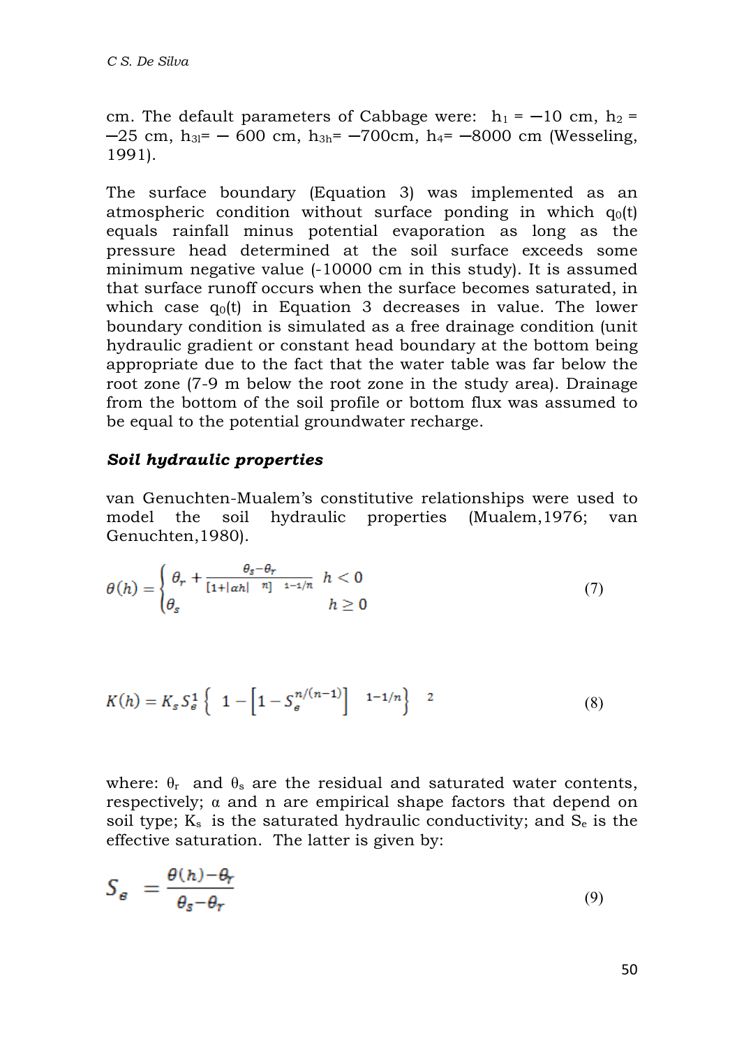cm. The default parameters of Cabbage were: $h_1 = -10$ cm, $h_2 = -25$ cm, $h_{3l} = -600$ cm, $h_{3h} = -700$cm, $h_4 = -8000$ cm (Wesseling, 1991).

The surface boundary (Equation 3) was implemented as an atmospheric condition without surface ponding in which $q_0(t)$ equals rainfall minus potential evaporation as long as the pressure head determined at the soil surface exceeds some minimum negative value (-10000 cm in this study). It is assumed that surface runoff occurs when the surface becomes saturated, in which case $q_0(t)$ in Equation 3 decreases in value. The lower boundary condition is simulated as a free drainage condition (unit hydraulic gradient or constant head boundary at the bottom being appropriate due to the fact that the water table was far below the root zone (7-9 m below the root zone in the study area). Drainage from the bottom of the soil profile or bottom flux was assumed to be equal to the potential groundwater recharge.

### *Soil hydraulic properties*

van Genuchten-Mualem's constitutive relationships were used to model the soil hydraulic properties (Mualem,1976; van Genuchten,1980).

$$\theta(h) = \begin{cases} \theta_r + \dfrac{\theta_s - \theta_r}{[1+|\alpha h|^{n}]^{1-1/n}} & h < 0 \\ \theta_s & h \geq 0 \end{cases} \tag{7}$$

$$K(h) = K_s S_e^{1} \left\{ 1 - \left[1 - S_e^{n/(n-1)}\right]^{1-1/n} \right\}^{2} \tag{8}$$

where: $\theta_r$ and $\theta_s$ are the residual and saturated water contents, respectively; $\alpha$ and n are empirical shape factors that depend on soil type; $K_s$ is the saturated hydraulic conductivity; and $S_e$ is the effective saturation. The latter is given by:

$$S_e = \frac{\theta(h) - \theta_r}{\theta_s - \theta_r} \tag{9}$$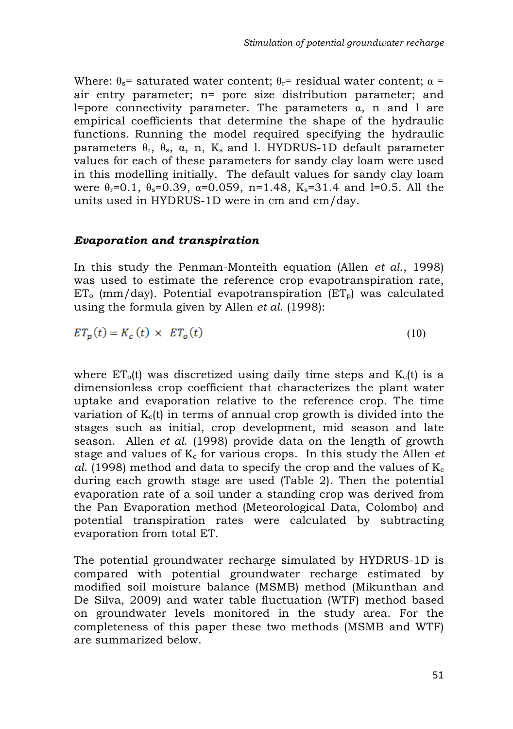Where: $\theta_s$= saturated water content; $\theta_r$= residual water content; $\alpha$ = air entry parameter; n= pore size distribution parameter; and l=pore connectivity parameter. The parameters $\alpha$, n and l are empirical coefficients that determine the shape of the hydraulic functions. Running the model required specifying the hydraulic parameters $\theta_r$, $\theta_s$, $\alpha$, n, $K_s$ and l. HYDRUS-1D default parameter values for each of these parameters for sandy clay loam were used in this modelling initially. The default values for sandy clay loam were $\theta_r$=0.1, $\theta_s$=0.39, $\alpha$=0.059, n=1.48, $K_s$=31.4 and l=0.5. All the units used in HYDRUS-1D were in cm and cm/day.

### *Evaporation and transpiration*

In this study the Penman-Monteith equation (Allen *et al.*, 1998) was used to estimate the reference crop evapotranspiration rate, $ET_o$ (mm/day). Potential evapotranspiration ($ET_p$) was calculated using the formula given by Allen *et al.* (1998):

$$ET_p(t) = K_c(t) \times ET_o(t) \tag{10}$$

where $ET_o(t)$ was discretized using daily time steps and $K_c(t)$ is a dimensionless crop coefficient that characterizes the plant water uptake and evaporation relative to the reference crop. The time variation of $K_c(t)$ in terms of annual crop growth is divided into the stages such as initial, crop development, mid season and late season. Allen *et al.* (1998) provide data on the length of growth stage and values of $K_c$ for various crops. In this study the Allen *et al.* (1998) method and data to specify the crop and the values of $K_c$ during each growth stage are used (Table 2). Then the potential evaporation rate of a soil under a standing crop was derived from the Pan Evaporation method (Meteorological Data, Colombo) and potential transpiration rates were calculated by subtracting evaporation from total ET.

The potential groundwater recharge simulated by HYDRUS-1D is compared with potential groundwater recharge estimated by modified soil moisture balance (MSMB) method (Mikunthan and De Silva, 2009) and water table fluctuation (WTF) method based on groundwater levels monitored in the study area. For the completeness of this paper these two methods (MSMB and WTF) are summarized below.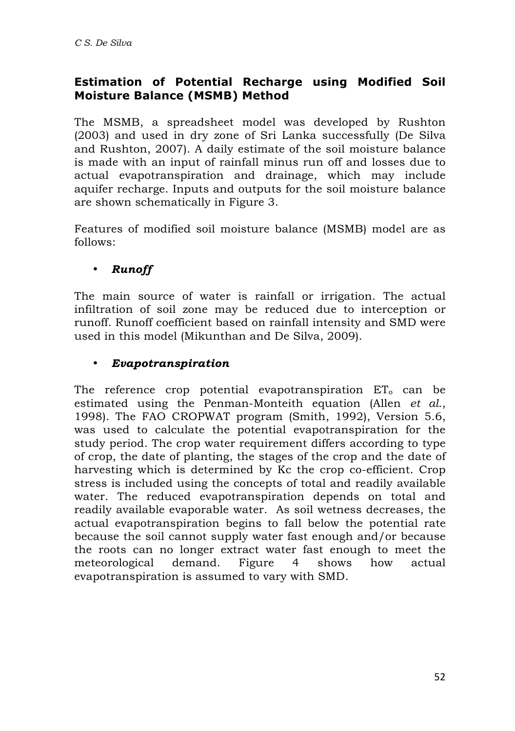## Estimation of Potential Recharge using Modified Soil Moisture Balance (MSMB) Method

The MSMB, a spreadsheet model was developed by Rushton (2003) and used in dry zone of Sri Lanka successfully (De Silva and Rushton, 2007). A daily estimate of the soil moisture balance is made with an input of rainfall minus run off and losses due to actual evapotranspiration and drainage, which may include aquifer recharge. Inputs and outputs for the soil moisture balance are shown schematically in Figure 3.

Features of modified soil moisture balance (MSMB) model are as follows:

- ***Runoff***

The main source of water is rainfall or irrigation. The actual infiltration of soil zone may be reduced due to interception or runoff. Runoff coefficient based on rainfall intensity and SMD were used in this model (Mikunthan and De Silva, 2009).

- ***Evapotranspiration***

The reference crop potential evapotranspiration $ET_o$ can be estimated using the Penman-Monteith equation (Allen *et al.*, 1998). The FAO CROPWAT program (Smith, 1992), Version 5.6, was used to calculate the potential evapotranspiration for the study period. The crop water requirement differs according to type of crop, the date of planting, the stages of the crop and the date of harvesting which is determined by Kc the crop co-efficient. Crop stress is included using the concepts of total and readily available water. The reduced evapotranspiration depends on total and readily available evaporable water. As soil wetness decreases, the actual evapotranspiration begins to fall below the potential rate because the soil cannot supply water fast enough and/or because the roots can no longer extract water fast enough to meet the meteorological demand. Figure 4 shows how actual evapotranspiration is assumed to vary with SMD.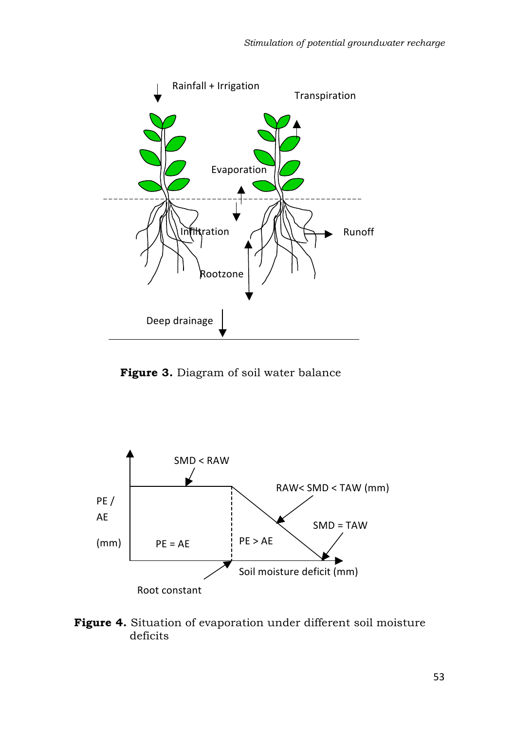**Figure 3.** Diagram of soil water balance

**Figure 4.** Situation of evaporation under different soil moisture deficits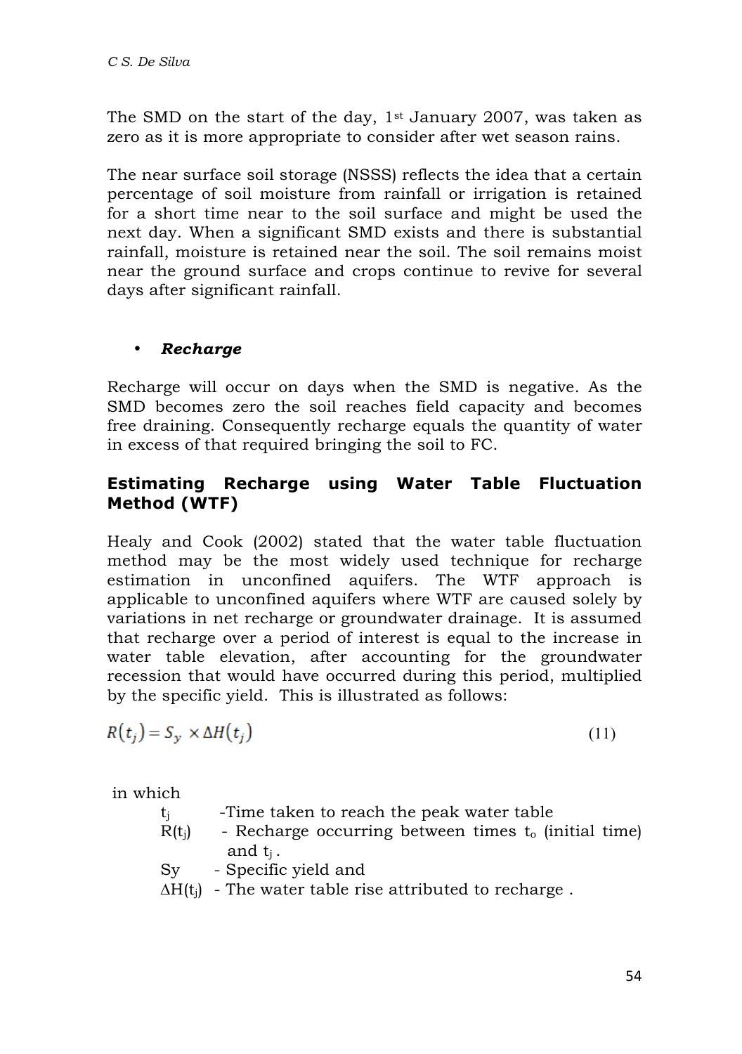The SMD on the start of the day, 1st January 2007, was taken as zero as it is more appropriate to consider after wet season rains.

The near surface soil storage (NSSS) reflects the idea that a certain percentage of soil moisture from rainfall or irrigation is retained for a short time near to the soil surface and might be used the next day. When a significant SMD exists and there is substantial rainfall, moisture is retained near the soil. The soil remains moist near the ground surface and crops continue to revive for several days after significant rainfall.

- ***Recharge***

Recharge will occur on days when the SMD is negative. As the SMD becomes zero the soil reaches field capacity and becomes free draining. Consequently recharge equals the quantity of water in excess of that required bringing the soil to FC.

## Estimating Recharge using Water Table Fluctuation Method (WTF)

Healy and Cook (2002) stated that the water table fluctuation method may be the most widely used technique for recharge estimation in unconfined aquifers. The WTF approach is applicable to unconfined aquifers where WTF are caused solely by variations in net recharge or groundwater drainage. It is assumed that recharge over a period of interest is equal to the increase in water table elevation, after accounting for the groundwater recession that would have occurred during this period, multiplied by the specific yield. This is illustrated as follows:

$$R(t_j) = S_y \times \Delta H(t_j) \tag{11}$$

in which

- $t_j$ -Time taken to reach the peak water table
- $R(t_j)$ - Recharge occurring between times $t_o$ (initial time) and $t_j$.
- Sy - Specific yield and
- $\Delta H(t_j)$ - The water table rise attributed to recharge .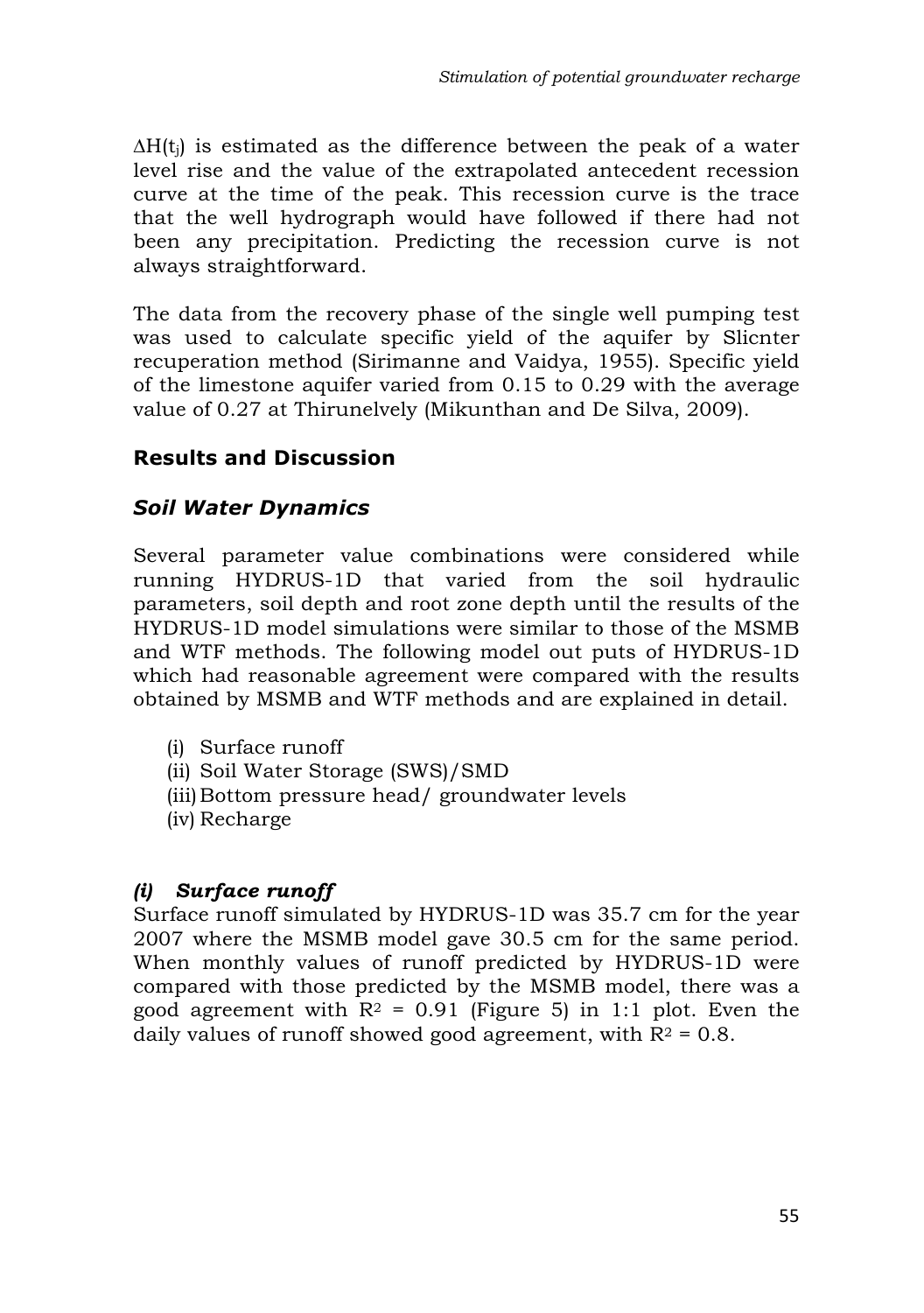$\Delta H(t_j)$ is estimated as the difference between the peak of a water level rise and the value of the extrapolated antecedent recession curve at the time of the peak. This recession curve is the trace that the well hydrograph would have followed if there had not been any precipitation. Predicting the recession curve is not always straightforward.

The data from the recovery phase of the single well pumping test was used to calculate specific yield of the aquifer by Slicnter recuperation method (Sirimanne and Vaidya, 1955). Specific yield of the limestone aquifer varied from 0.15 to 0.29 with the average value of 0.27 at Thirunelvely (Mikunthan and De Silva, 2009).

## Results and Discussion

### *Soil Water Dynamics*

Several parameter value combinations were considered while running HYDRUS-1D that varied from the soil hydraulic parameters, soil depth and root zone depth until the results of the HYDRUS-1D model simulations were similar to those of the MSMB and WTF methods. The following model out puts of HYDRUS-1D which had reasonable agreement were compared with the results obtained by MSMB and WTF methods and are explained in detail.

(i) Surface runoff
(ii) Soil Water Storage (SWS)/SMD
(iii) Bottom pressure head/ groundwater levels
(iv) Recharge

#### *(i) Surface runoff*

Surface runoff simulated by HYDRUS-1D was 35.7 cm for the year 2007 where the MSMB model gave 30.5 cm for the same period. When monthly values of runoff predicted by HYDRUS-1D were compared with those predicted by the MSMB model, there was a good agreement with $R^2 = 0.91$ (Figure 5) in 1:1 plot. Even the daily values of runoff showed good agreement, with $R^2 = 0.8$.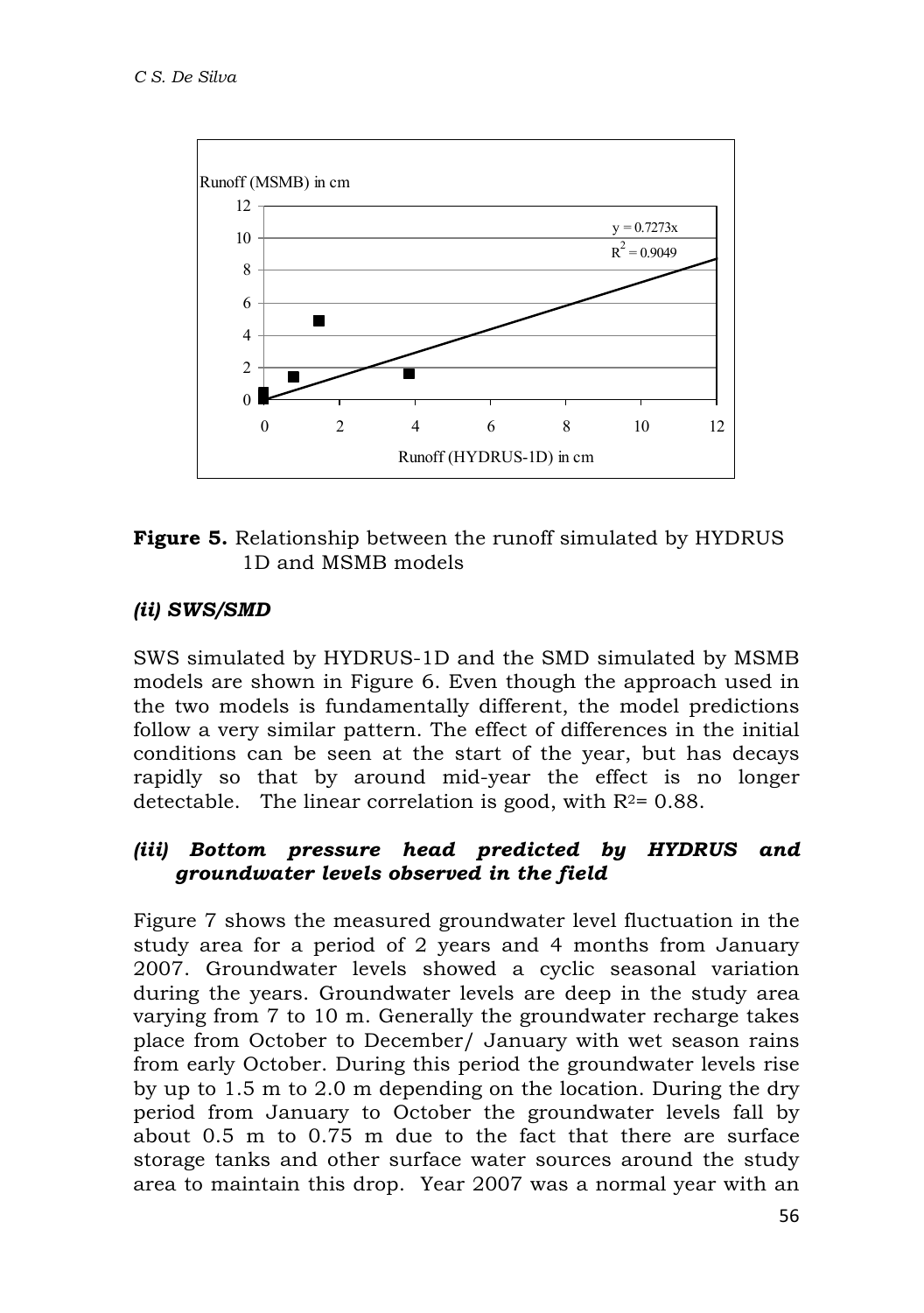**Figure 5.** Relationship between the runoff simulated by HYDRUS 1D and MSMB models

### *(ii) SWS/SMD*

SWS simulated by HYDRUS-1D and the SMD simulated by MSMB models are shown in Figure 6. Even though the approach used in the two models is fundamentally different, the model predictions follow a very similar pattern. The effect of differences in the initial conditions can be seen at the start of the year, but has decays rapidly so that by around mid-year the effect is no longer detectable. The linear correlation is good, with $R^2 = 0.88$.

### *(iii) Bottom pressure head predicted by HYDRUS and groundwater levels observed in the field*

Figure 7 shows the measured groundwater level fluctuation in the study area for a period of 2 years and 4 months from January 2007. Groundwater levels showed a cyclic seasonal variation during the years. Groundwater levels are deep in the study area varying from 7 to 10 m. Generally the groundwater recharge takes place from October to December/ January with wet season rains from early October. During this period the groundwater levels rise by up to 1.5 m to 2.0 m depending on the location. During the dry period from January to October the groundwater levels fall by about 0.5 m to 0.75 m due to the fact that there are surface storage tanks and other surface water sources around the study area to maintain this drop. Year 2007 was a normal year with an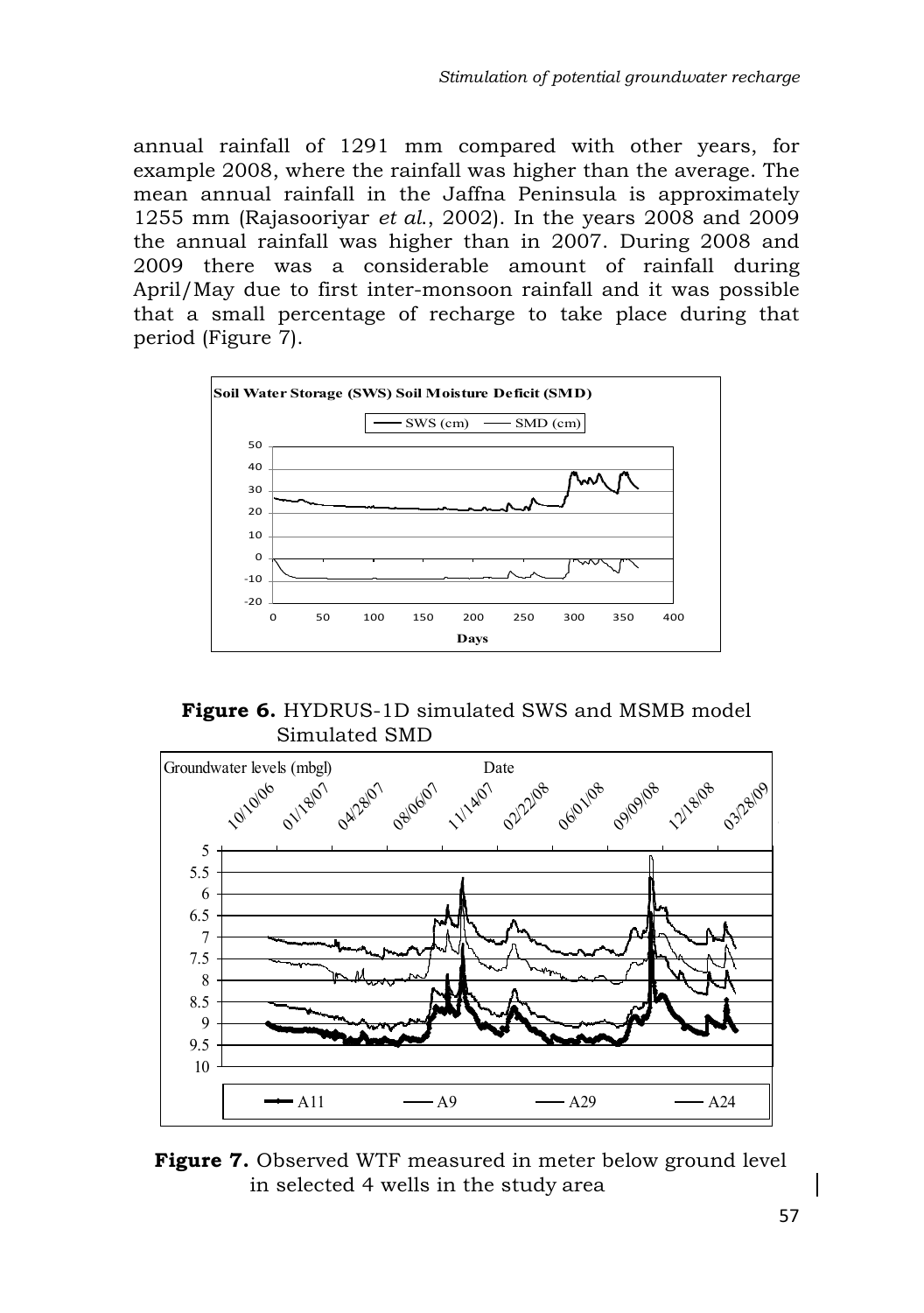annual rainfall of 1291 mm compared with other years, for example 2008, where the rainfall was higher than the average. The mean annual rainfall in the Jaffna Peninsula is approximately 1255 mm (Rajasooriyar *et al.*, 2002). In the years 2008 and 2009 the annual rainfall was higher than in 2007. During 2008 and 2009 there was a considerable amount of rainfall during April/May due to first inter-monsoon rainfall and it was possible that a small percentage of recharge to take place during that period (Figure 7).

**Figure 6.** HYDRUS-1D simulated SWS and MSMB model Simulated SMD

**Figure 7.** Observed WTF measured in meter below ground level in selected 4 wells in the study area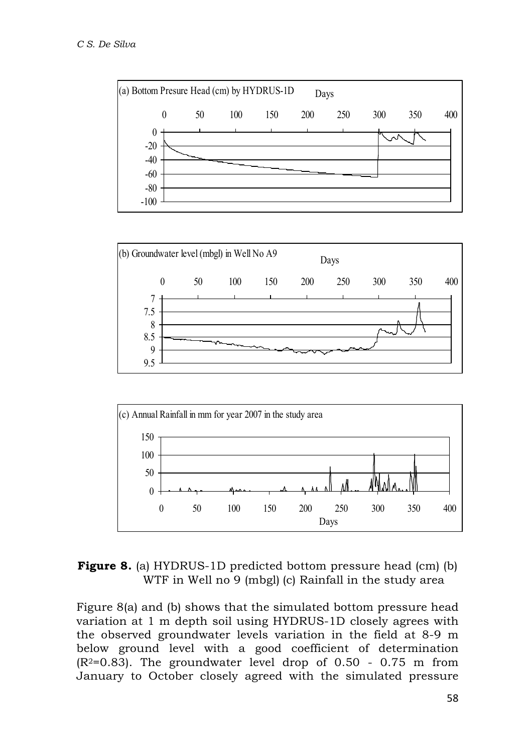**Figure 8.** (a) HYDRUS-1D predicted bottom pressure head (cm) (b) WTF in Well no 9 (mbgl) (c) Rainfall in the study area

Figure 8(a) and (b) shows that the simulated bottom pressure head variation at 1 m depth soil using HYDRUS-1D closely agrees with the observed groundwater levels variation in the field at 8-9 m below ground level with a good coefficient of determination ($R^2$=0.83). The groundwater level drop of 0.50 - 0.75 m from January to October closely agreed with the simulated pressure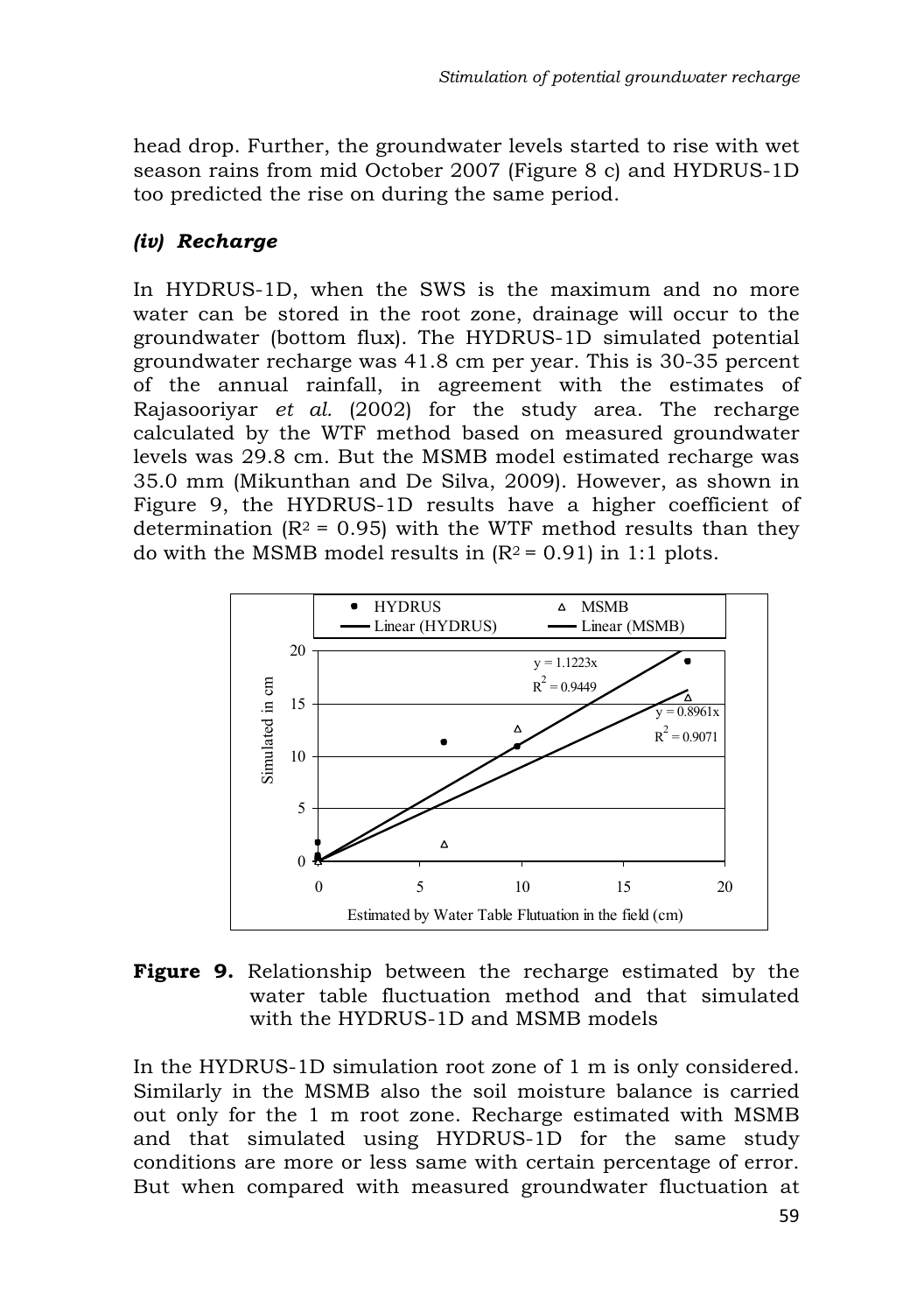head drop. Further, the groundwater levels started to rise with wet season rains from mid October 2007 (Figure 8 c) and HYDRUS-1D too predicted the rise on during the same period.

### *(iv) Recharge*

In HYDRUS-1D, when the SWS is the maximum and no more water can be stored in the root zone, drainage will occur to the groundwater (bottom flux). The HYDRUS-1D simulated potential groundwater recharge was 41.8 cm per year. This is 30-35 percent of the annual rainfall, in agreement with the estimates of Rajasooriyar *et al.* (2002) for the study area. The recharge calculated by the WTF method based on measured groundwater levels was 29.8 cm. But the MSMB model estimated recharge was 35.0 mm (Mikunthan and De Silva, 2009). However, as shown in Figure 9, the HYDRUS-1D results have a higher coefficient of determination ($R^2$ = 0.95) with the WTF method results than they do with the MSMB model results in ($R^2$ = 0.91) in 1:1 plots.

**Figure 9.** Relationship between the recharge estimated by the water table fluctuation method and that simulated with the HYDRUS-1D and MSMB models

In the HYDRUS-1D simulation root zone of 1 m is only considered. Similarly in the MSMB also the soil moisture balance is carried out only for the 1 m root zone. Recharge estimated with MSMB and that simulated using HYDRUS-1D for the same study conditions are more or less same with certain percentage of error. But when compared with measured groundwater fluctuation at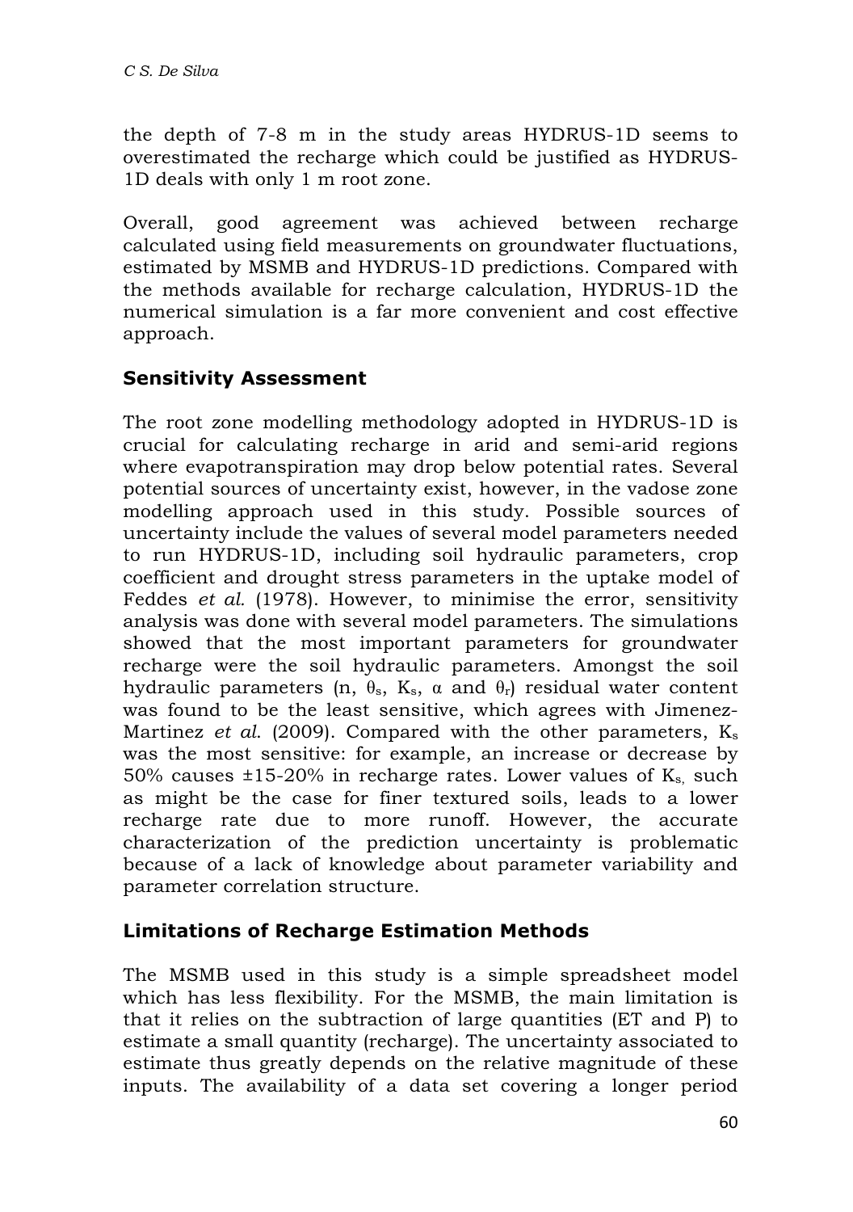the depth of 7-8 m in the study areas HYDRUS-1D seems to overestimated the recharge which could be justified as HYDRUS-1D deals with only 1 m root zone.

Overall, good agreement was achieved between recharge calculated using field measurements on groundwater fluctuations, estimated by MSMB and HYDRUS-1D predictions. Compared with the methods available for recharge calculation, HYDRUS-1D the numerical simulation is a far more convenient and cost effective approach.

## Sensitivity Assessment

The root zone modelling methodology adopted in HYDRUS-1D is crucial for calculating recharge in arid and semi-arid regions where evapotranspiration may drop below potential rates. Several potential sources of uncertainty exist, however, in the vadose zone modelling approach used in this study. Possible sources of uncertainty include the values of several model parameters needed to run HYDRUS-1D, including soil hydraulic parameters, crop coefficient and drought stress parameters in the uptake model of Feddes *et al.* (1978). However, to minimise the error, sensitivity analysis was done with several model parameters. The simulations showed that the most important parameters for groundwater recharge were the soil hydraulic parameters. Amongst the soil hydraulic parameters (n, $\theta_s$, $K_s$, $\alpha$ and $\theta_r$) residual water content was found to be the least sensitive, which agrees with Jimenez-Martinez *et al.* (2009). Compared with the other parameters, $K_s$ was the most sensitive: for example, an increase or decrease by 50% causes ±15-20% in recharge rates. Lower values of $K_s$, such as might be the case for finer textured soils, leads to a lower recharge rate due to more runoff. However, the accurate characterization of the prediction uncertainty is problematic because of a lack of knowledge about parameter variability and parameter correlation structure.

## Limitations of Recharge Estimation Methods

The MSMB used in this study is a simple spreadsheet model which has less flexibility. For the MSMB, the main limitation is that it relies on the subtraction of large quantities (ET and P) to estimate a small quantity (recharge). The uncertainty associated to estimate thus greatly depends on the relative magnitude of these inputs. The availability of a data set covering a longer period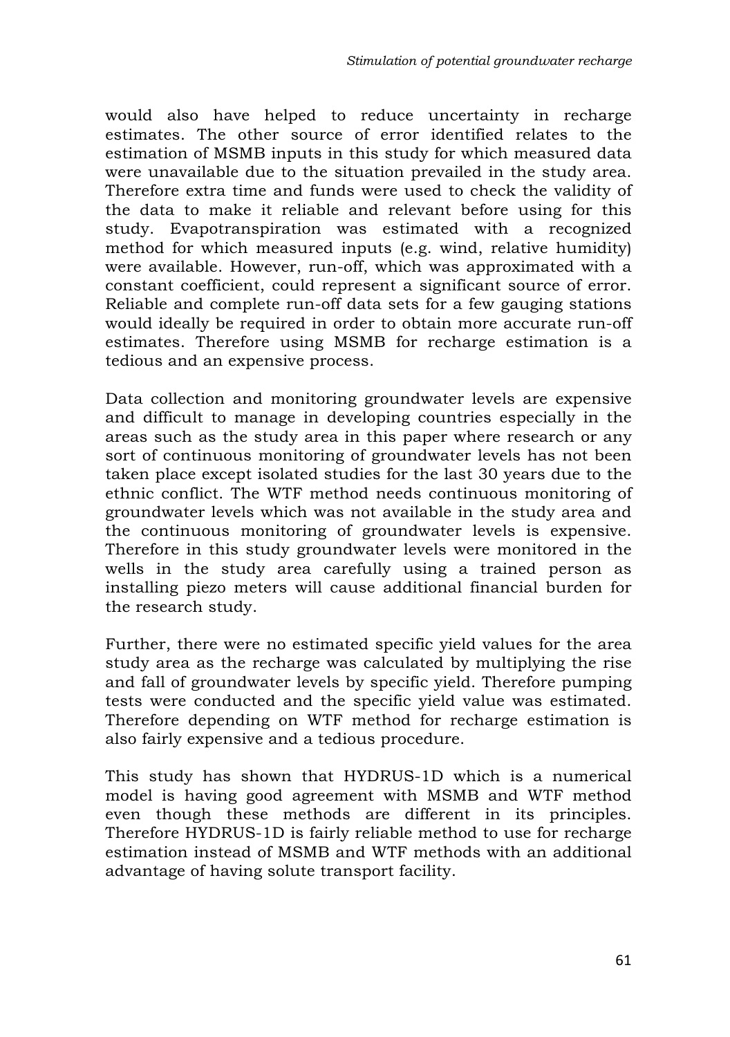would also have helped to reduce uncertainty in recharge estimates. The other source of error identified relates to the estimation of MSMB inputs in this study for which measured data were unavailable due to the situation prevailed in the study area. Therefore extra time and funds were used to check the validity of the data to make it reliable and relevant before using for this study. Evapotranspiration was estimated with a recognized method for which measured inputs (e.g. wind, relative humidity) were available. However, run-off, which was approximated with a constant coefficient, could represent a significant source of error. Reliable and complete run-off data sets for a few gauging stations would ideally be required in order to obtain more accurate run-off estimates. Therefore using MSMB for recharge estimation is a tedious and an expensive process.

Data collection and monitoring groundwater levels are expensive and difficult to manage in developing countries especially in the areas such as the study area in this paper where research or any sort of continuous monitoring of groundwater levels has not been taken place except isolated studies for the last 30 years due to the ethnic conflict. The WTF method needs continuous monitoring of groundwater levels which was not available in the study area and the continuous monitoring of groundwater levels is expensive. Therefore in this study groundwater levels were monitored in the wells in the study area carefully using a trained person as installing piezo meters will cause additional financial burden for the research study.

Further, there were no estimated specific yield values for the area study area as the recharge was calculated by multiplying the rise and fall of groundwater levels by specific yield. Therefore pumping tests were conducted and the specific yield value was estimated. Therefore depending on WTF method for recharge estimation is also fairly expensive and a tedious procedure.

This study has shown that HYDRUS-1D which is a numerical model is having good agreement with MSMB and WTF method even though these methods are different in its principles. Therefore HYDRUS-1D is fairly reliable method to use for recharge estimation instead of MSMB and WTF methods with an additional advantage of having solute transport facility.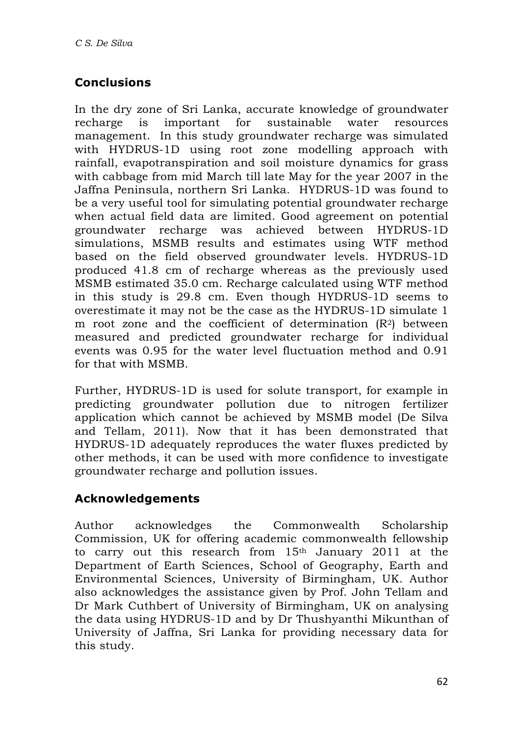## Conclusions

In the dry zone of Sri Lanka, accurate knowledge of groundwater recharge is important for sustainable water resources management. In this study groundwater recharge was simulated with HYDRUS-1D using root zone modelling approach with rainfall, evapotranspiration and soil moisture dynamics for grass with cabbage from mid March till late May for the year 2007 in the Jaffna Peninsula, northern Sri Lanka. HYDRUS-1D was found to be a very useful tool for simulating potential groundwater recharge when actual field data are limited. Good agreement on potential groundwater recharge was achieved between HYDRUS-1D simulations, MSMB results and estimates using WTF method based on the field observed groundwater levels. HYDRUS-1D produced 41.8 cm of recharge whereas as the previously used MSMB estimated 35.0 cm. Recharge calculated using WTF method in this study is 29.8 cm. Even though HYDRUS-1D seems to overestimate it may not be the case as the HYDRUS-1D simulate 1 m root zone and the coefficient of determination ($R^2$) between measured and predicted groundwater recharge for individual events was 0.95 for the water level fluctuation method and 0.91 for that with MSMB.

Further, HYDRUS-1D is used for solute transport, for example in predicting groundwater pollution due to nitrogen fertilizer application which cannot be achieved by MSMB model (De Silva and Tellam, 2011). Now that it has been demonstrated that HYDRUS-1D adequately reproduces the water fluxes predicted by other methods, it can be used with more confidence to investigate groundwater recharge and pollution issues.

## Acknowledgements

Author acknowledges the Commonwealth Scholarship Commission, UK for offering academic commonwealth fellowship to carry out this research from 15th January 2011 at the Department of Earth Sciences, School of Geography, Earth and Environmental Sciences, University of Birmingham, UK. Author also acknowledges the assistance given by Prof. John Tellam and Dr Mark Cuthbert of University of Birmingham, UK on analysing the data using HYDRUS-1D and by Dr Thushyanthi Mikunthan of University of Jaffna, Sri Lanka for providing necessary data for this study.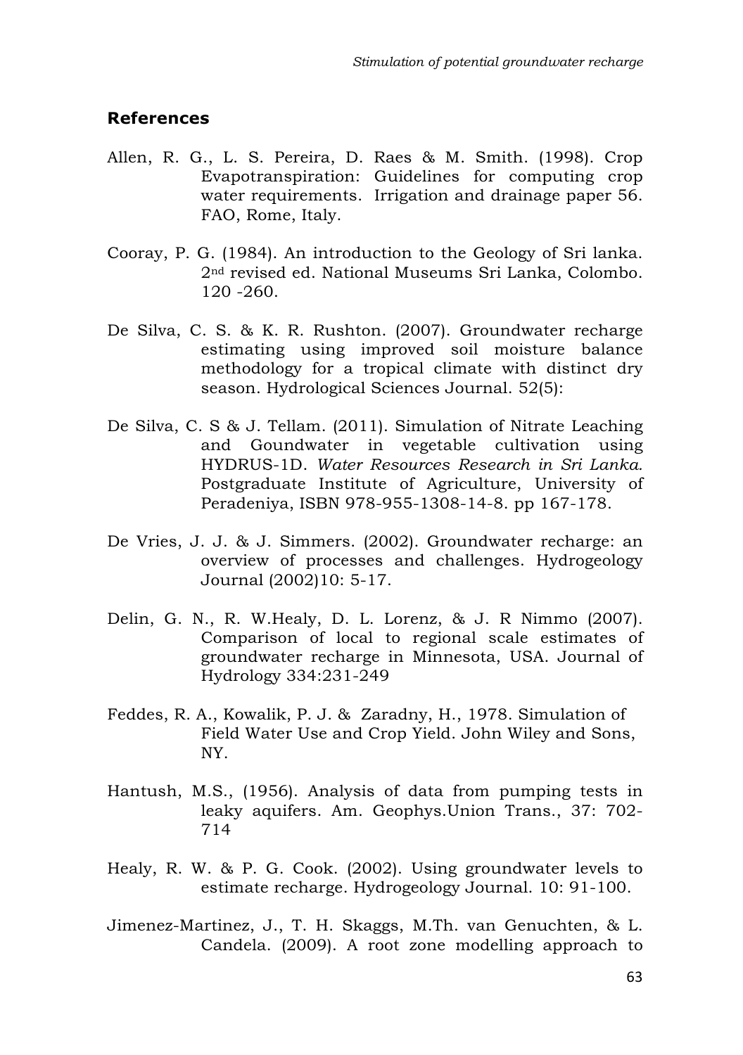## References

Allen, R. G., L. S. Pereira, D. Raes & M. Smith. (1998). Crop Evapotranspiration: Guidelines for computing crop water requirements. Irrigation and drainage paper 56. FAO, Rome, Italy.

Cooray, P. G. (1984). An introduction to the Geology of Sri lanka. 2nd revised ed. National Museums Sri Lanka, Colombo. 120 -260.

De Silva, C. S. & K. R. Rushton. (2007). Groundwater recharge estimating using improved soil moisture balance methodology for a tropical climate with distinct dry season. Hydrological Sciences Journal. 52(5):

De Silva, C. S & J. Tellam. (2011). Simulation of Nitrate Leaching and Goundwater in vegetable cultivation using HYDRUS-1D. *Water Resources Research in Sri Lanka.* Postgraduate Institute of Agriculture, University of Peradeniya, ISBN 978-955-1308-14-8. pp 167-178.

De Vries, J. J. & J. Simmers. (2002). Groundwater recharge: an overview of processes and challenges. Hydrogeology Journal (2002)10: 5-17.

Delin, G. N., R. W.Healy, D. L. Lorenz, & J. R Nimmo (2007). Comparison of local to regional scale estimates of groundwater recharge in Minnesota, USA. Journal of Hydrology 334:231-249

Feddes, R. A., Kowalik, P. J. & Zaradny, H., 1978. Simulation of Field Water Use and Crop Yield. John Wiley and Sons, NY.

Hantush, M.S., (1956). Analysis of data from pumping tests in leaky aquifers. Am. Geophys.Union Trans., 37: 702-714

Healy, R. W. & P. G. Cook. (2002). Using groundwater levels to estimate recharge. Hydrogeology Journal. 10: 91-100.

Jimenez-Martinez, J., T. H. Skaggs, M.Th. van Genuchten, & L. Candela. (2009). A root zone modelling approach to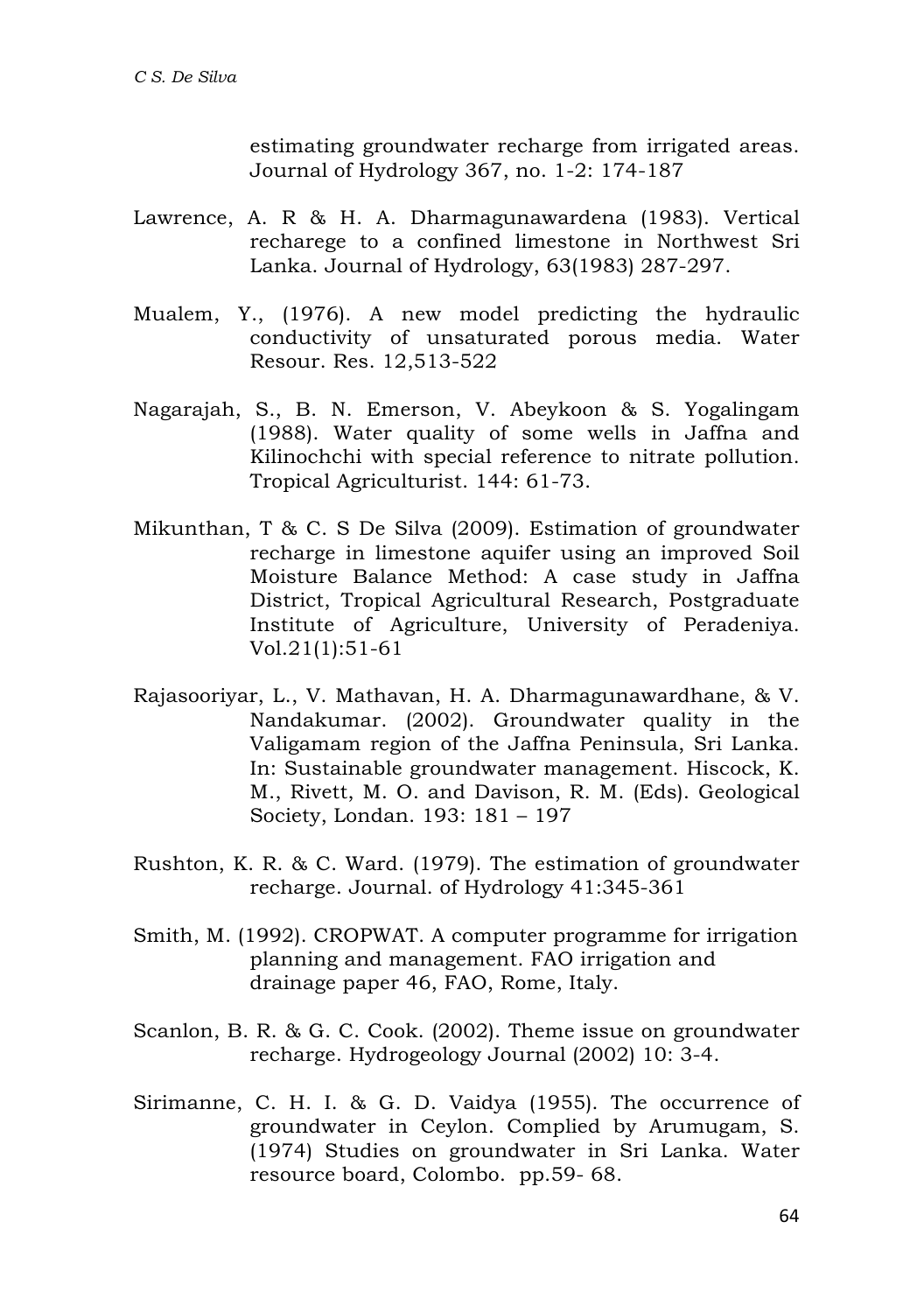estimating groundwater recharge from irrigated areas. Journal of Hydrology 367, no. 1-2: 174-187

Lawrence, A. R & H. A. Dharmagunawardena (1983). Vertical recharege to a confined limestone in Northwest Sri Lanka. Journal of Hydrology, 63(1983) 287-297.

Mualem, Y., (1976). A new model predicting the hydraulic conductivity of unsaturated porous media. Water Resour. Res. 12,513-522

Nagarajah, S., B. N. Emerson, V. Abeykoon & S. Yogalingam (1988). Water quality of some wells in Jaffna and Kilinochchi with special reference to nitrate pollution. Tropical Agriculturist. 144: 61-73.

Mikunthan, T & C. S De Silva (2009). Estimation of groundwater recharge in limestone aquifer using an improved Soil Moisture Balance Method: A case study in Jaffna District, Tropical Agricultural Research, Postgraduate Institute of Agriculture, University of Peradeniya. Vol.21(1):51-61

Rajasooriyar, L., V. Mathavan, H. A. Dharmagunawardhane, & V. Nandakumar. (2002). Groundwater quality in the Valigamam region of the Jaffna Peninsula, Sri Lanka. In: Sustainable groundwater management. Hiscock, K. M., Rivett, M. O. and Davison, R. M. (Eds). Geological Society, Londan. 193: 181 – 197

Rushton, K. R. & C. Ward. (1979). The estimation of groundwater recharge. Journal. of Hydrology 41:345-361

Smith, M. (1992). CROPWAT. A computer programme for irrigation planning and management. FAO irrigation and drainage paper 46, FAO, Rome, Italy.

Scanlon, B. R. & G. C. Cook. (2002). Theme issue on groundwater recharge. Hydrogeology Journal (2002) 10: 3-4.

Sirimanne, C. H. I. & G. D. Vaidya (1955). The occurrence of groundwater in Ceylon. Complied by Arumugam, S. (1974) Studies on groundwater in Sri Lanka. Water resource board, Colombo. pp.59- 68.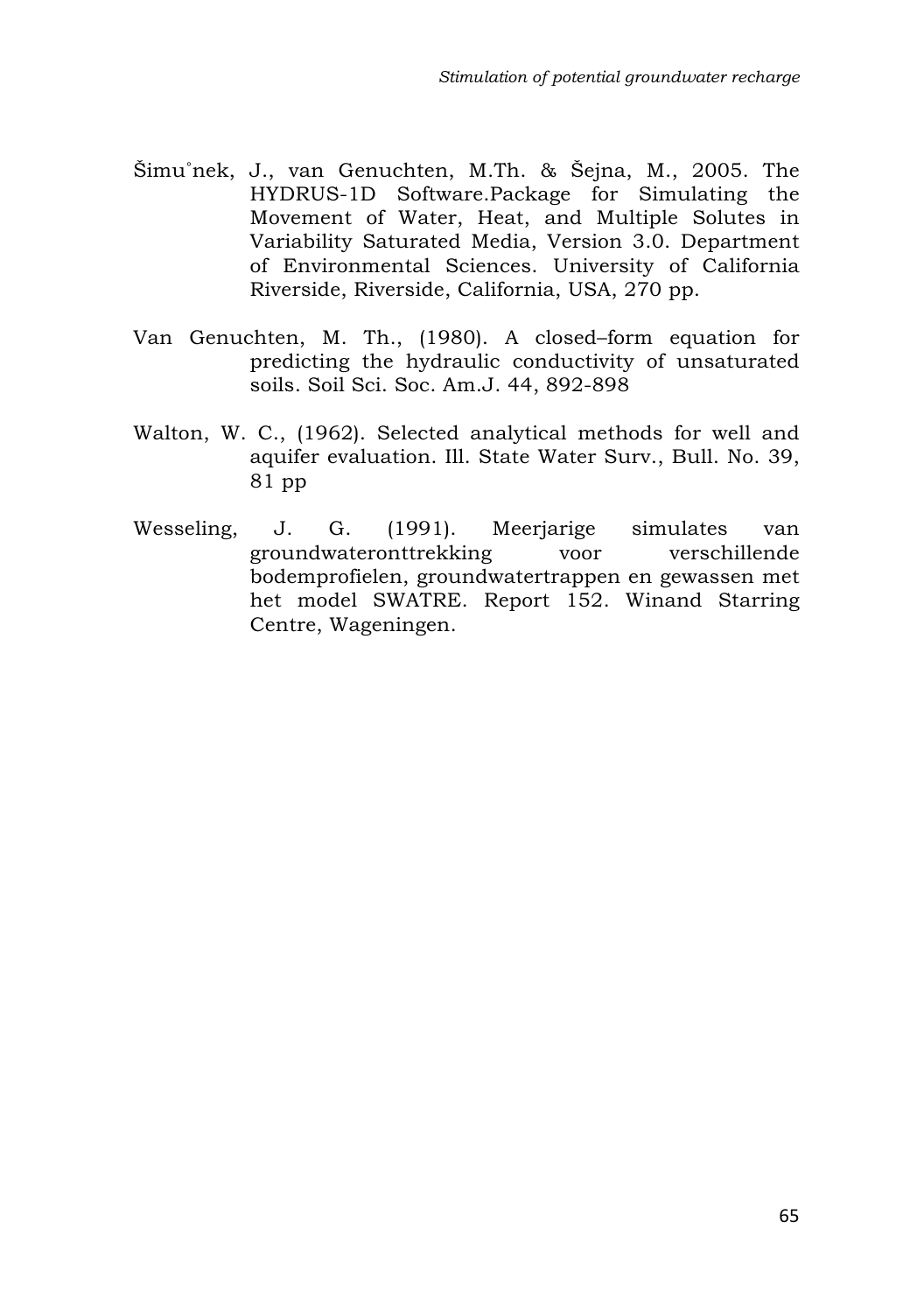Šimu˚nek, J., van Genuchten, M.Th. & Šejna, M., 2005. The HYDRUS-1D Software.Package for Simulating the Movement of Water, Heat, and Multiple Solutes in Variability Saturated Media, Version 3.0. Department of Environmental Sciences. University of California Riverside, Riverside, California, USA, 270 pp.

Van Genuchten, M. Th., (1980). A closed–form equation for predicting the hydraulic conductivity of unsaturated soils. Soil Sci. Soc. Am.J. 44, 892-898

Walton, W. C., (1962). Selected analytical methods for well and aquifer evaluation. Ill. State Water Surv., Bull. No. 39, 81 pp

Wesseling, J. G. (1991). Meerjarige simulates van groundwateronttrekking voor verschillende bodemprofielen, groundwatertrappen en gewassen met het model SWATRE. Report 152. Winand Starring Centre, Wageningen.